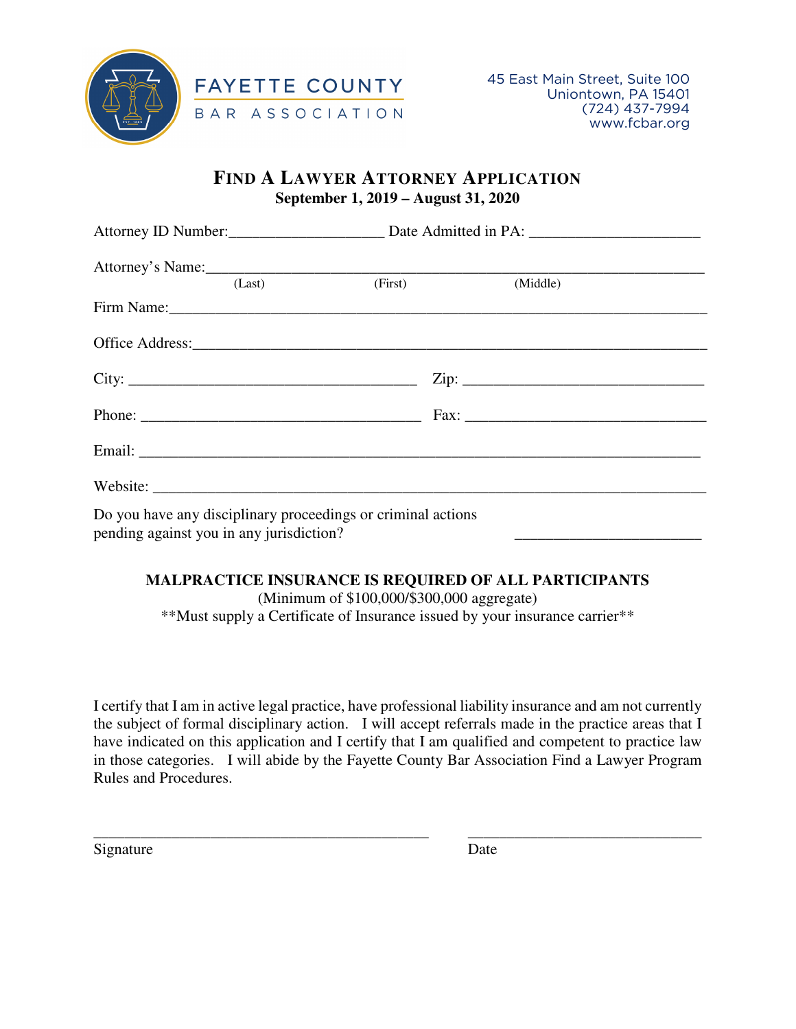**FAYETTE COUNTY**
**BAR ASSOCIATION**

45 East Main Street, Suite 100
Uniontown, PA 15401
(724) 437-7994
www.fcbar.org

# FIND A LAWYER ATTORNEY APPLICATION

**September 1, 2019 – August 31, 2020**

Attorney ID Number:____________________ Date Admitted in PA: ______________________

Attorney's Name:________________________________________________________________
(Last) (First) (Middle)

Firm Name:_____________________________________________________________________

Office Address:__________________________________________________________________

City: ______________________________________ Zip: _______________________________

Phone: _____________________________________ Fax: _______________________________

Email: _________________________________________________________________________

Website: _______________________________________________________________________

Do you have any disciplinary proceedings or criminal actions pending against you in any jurisdiction? ________________________

**MALPRACTICE INSURANCE IS REQUIRED OF ALL PARTICIPANTS**
(Minimum of $100,000/$300,000 aggregate)
**Must supply a Certificate of Insurance issued by your insurance carrier**

I certify that I am in active legal practice, have professional liability insurance and am not currently the subject of formal disciplinary action. I will accept referrals made in the practice areas that I have indicated on this application and I certify that I am qualified and competent to practice law in those categories. I will abide by the Fayette County Bar Association Find a Lawyer Program Rules and Procedures.

_____________________________________________ _______________________________
Signature Date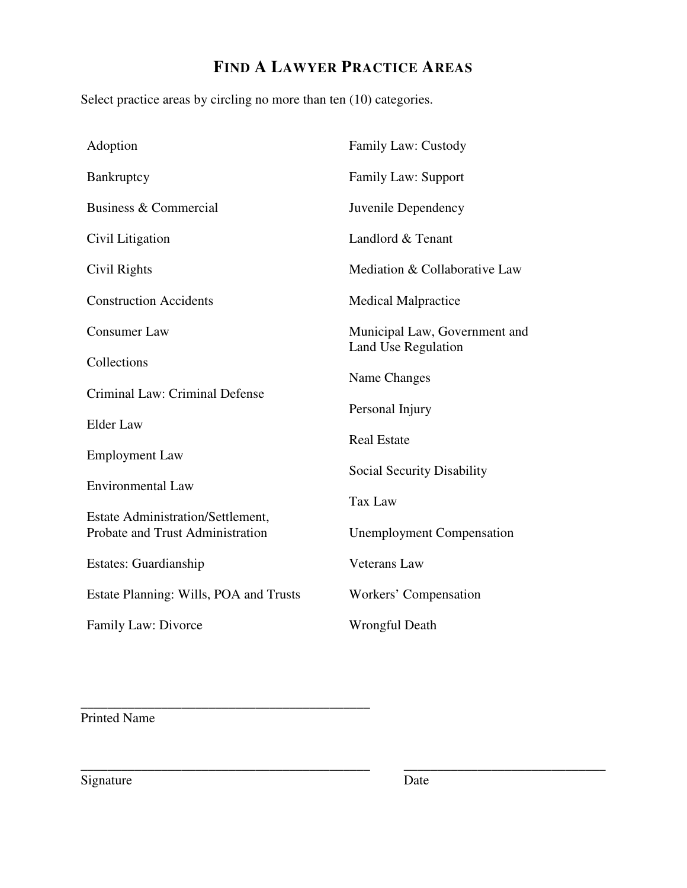# FIND A LAWYER PRACTICE AREAS

Select practice areas by circling no more than ten (10) categories.

- Adoption
- Bankruptcy
- Business & Commercial
- Civil Litigation
- Civil Rights
- Construction Accidents
- Consumer Law
- Collections
- Criminal Law: Criminal Defense
- Elder Law
- Employment Law
- Environmental Law
- Estate Administration/Settlement, Probate and Trust Administration
- Estates: Guardianship
- Estate Planning: Wills, POA and Trusts
- Family Law: Divorce
- Family Law: Custody
- Family Law: Support
- Juvenile Dependency
- Landlord & Tenant
- Mediation & Collaborative Law
- Medical Malpractice
- Municipal Law, Government and Land Use Regulation
- Name Changes
- Personal Injury
- Real Estate
- Social Security Disability
- Tax Law
- Unemployment Compensation
- Veterans Law
- Workers' Compensation
- Wrongful Death

\_\_\_\_\_\_\_\_\_\_\_\_\_\_\_\_\_\_\_\_\_\_\_\_\_\_\_\_\_\_\_\_\_\_\_\_\_\_\_\_\_\_\_\_

Printed Name

\_\_\_\_\_\_\_\_\_\_\_\_\_\_\_\_\_\_\_\_\_\_\_\_\_\_\_\_\_\_\_\_\_\_\_\_\_\_\_\_\_\_\_\_ \_\_\_\_\_\_\_\_\_\_\_\_\_\_\_\_\_\_\_\_\_\_\_\_\_\_\_\_\_\_\_

Signature Date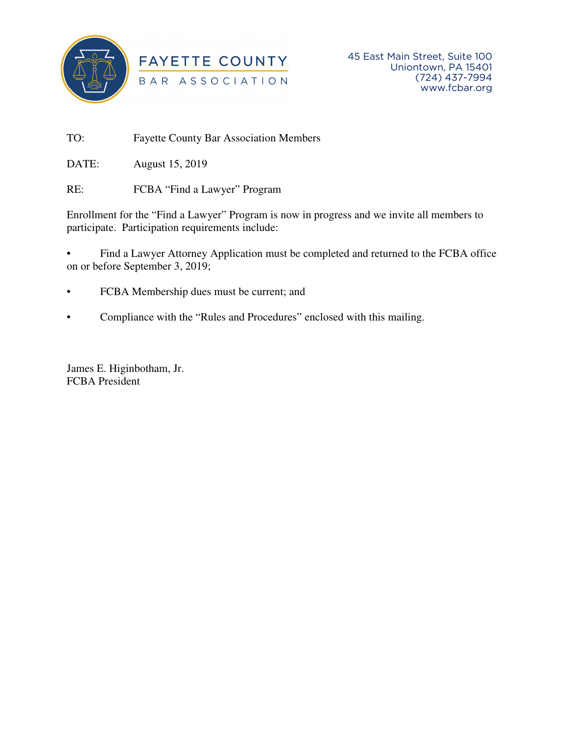FAYETTE COUNTY
BAR ASSOCIATION

45 East Main Street, Suite 100
Uniontown, PA 15401
(724) 437-7994
www.fcbar.org

TO: Fayette County Bar Association Members

DATE: August 15, 2019

RE: FCBA "Find a Lawyer" Program

Enrollment for the "Find a Lawyer" Program is now in progress and we invite all members to participate. Participation requirements include:

- Find a Lawyer Attorney Application must be completed and returned to the FCBA office on or before September 3, 2019;
- FCBA Membership dues must be current; and
- Compliance with the "Rules and Procedures" enclosed with this mailing.

James E. Higinbotham, Jr.
FCBA President